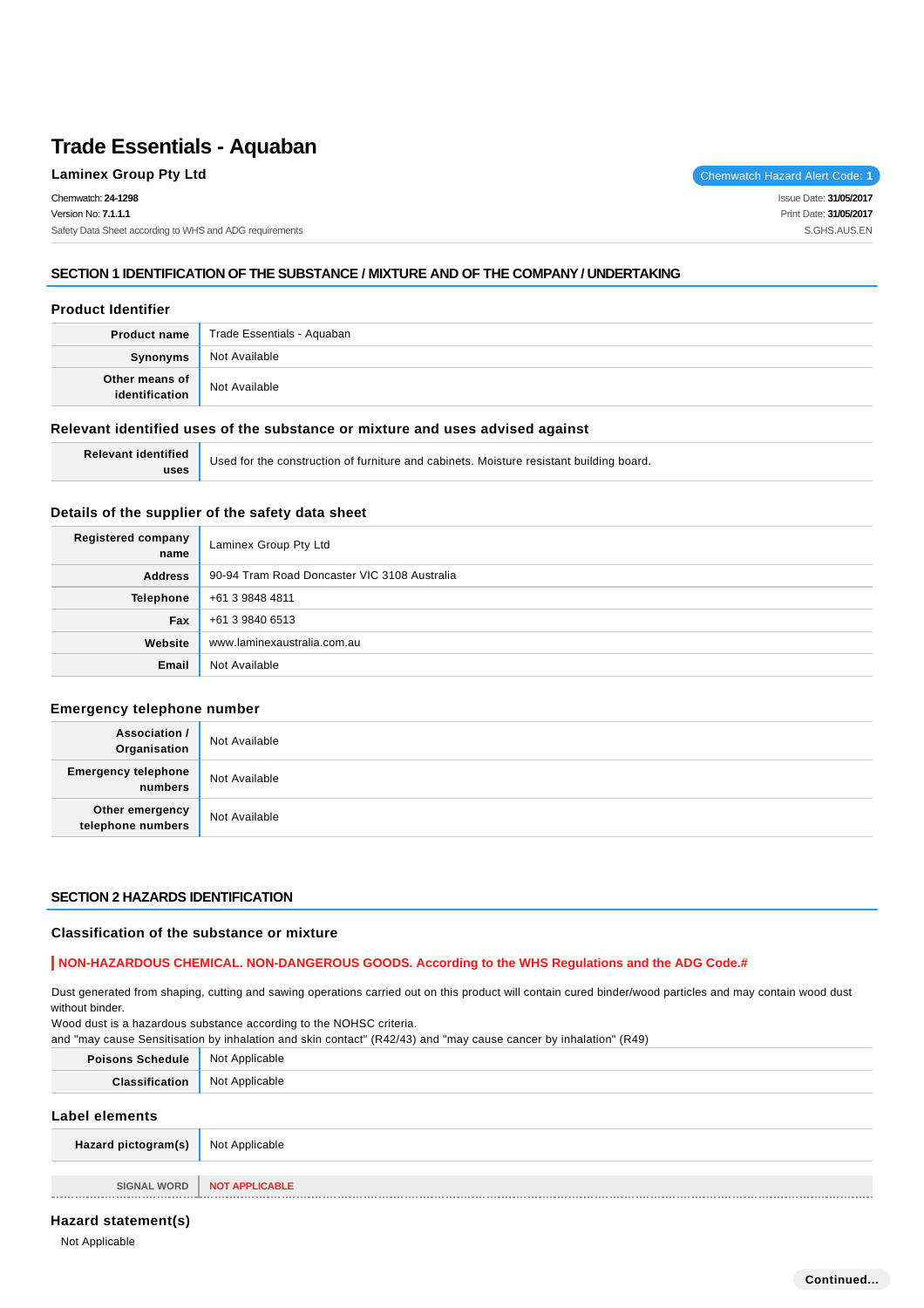# Trade Essentials - Aquaban

**Laminex Group Pty Ltd**

Chemwatch Hazard Alert Code: **1**

Chemwatch: **24-1298**
Version No: **7.1.1.1**
Safety Data Sheet according to WHS and ADG requirements

Issue Date: **31/05/2017**
Print Date: **31/05/2017**
S.GHS.AUS.EN

## SECTION 1 IDENTIFICATION OF THE SUBSTANCE / MIXTURE AND OF THE COMPANY / UNDERTAKING

### Product Identifier

| | |
|---|---|
| **Product name** | Trade Essentials - Aquaban |
| **Synonyms** | Not Available |
| **Other means of identification** | Not Available |

### Relevant identified uses of the substance or mixture and uses advised against

| | |
|---|---|
| **Relevant identified uses** | Used for the construction of furniture and cabinets. Moisture resistant building board. |

### Details of the supplier of the safety data sheet

| | |
|---|---|
| **Registered company name** | Laminex Group Pty Ltd |
| **Address** | 90-94 Tram Road Doncaster VIC 3108 Australia |
| **Telephone** | +61 3 9848 4811 |
| **Fax** | +61 3 9840 6513 |
| **Website** | www.laminexaustralia.com.au |
| **Email** | Not Available |

### Emergency telephone number

| | |
|---|---|
| **Association / Organisation** | Not Available |
| **Emergency telephone numbers** | Not Available |
| **Other emergency telephone numbers** | Not Available |

## SECTION 2 HAZARDS IDENTIFICATION

### Classification of the substance or mixture

**NON-HAZARDOUS CHEMICAL. NON-DANGEROUS GOODS. According to the WHS Regulations and the ADG Code.#**

Dust generated from shaping, cutting and sawing operations carried out on this product will contain cured binder/wood particles and may contain wood dust without binder.
Wood dust is a hazardous substance according to the NOHSC criteria.
and "may cause Sensitisation by inhalation and skin contact" (R42/43) and "may cause cancer by inhalation" (R49)

| | |
|---|---|
| **Poisons Schedule** | Not Applicable |
| **Classification** | Not Applicable |

### Label elements

| | |
|---|---|
| **Hazard pictogram(s)** | Not Applicable |
| **SIGNAL WORD** | **NOT APPLICABLE** |

### Hazard statement(s)

Not Applicable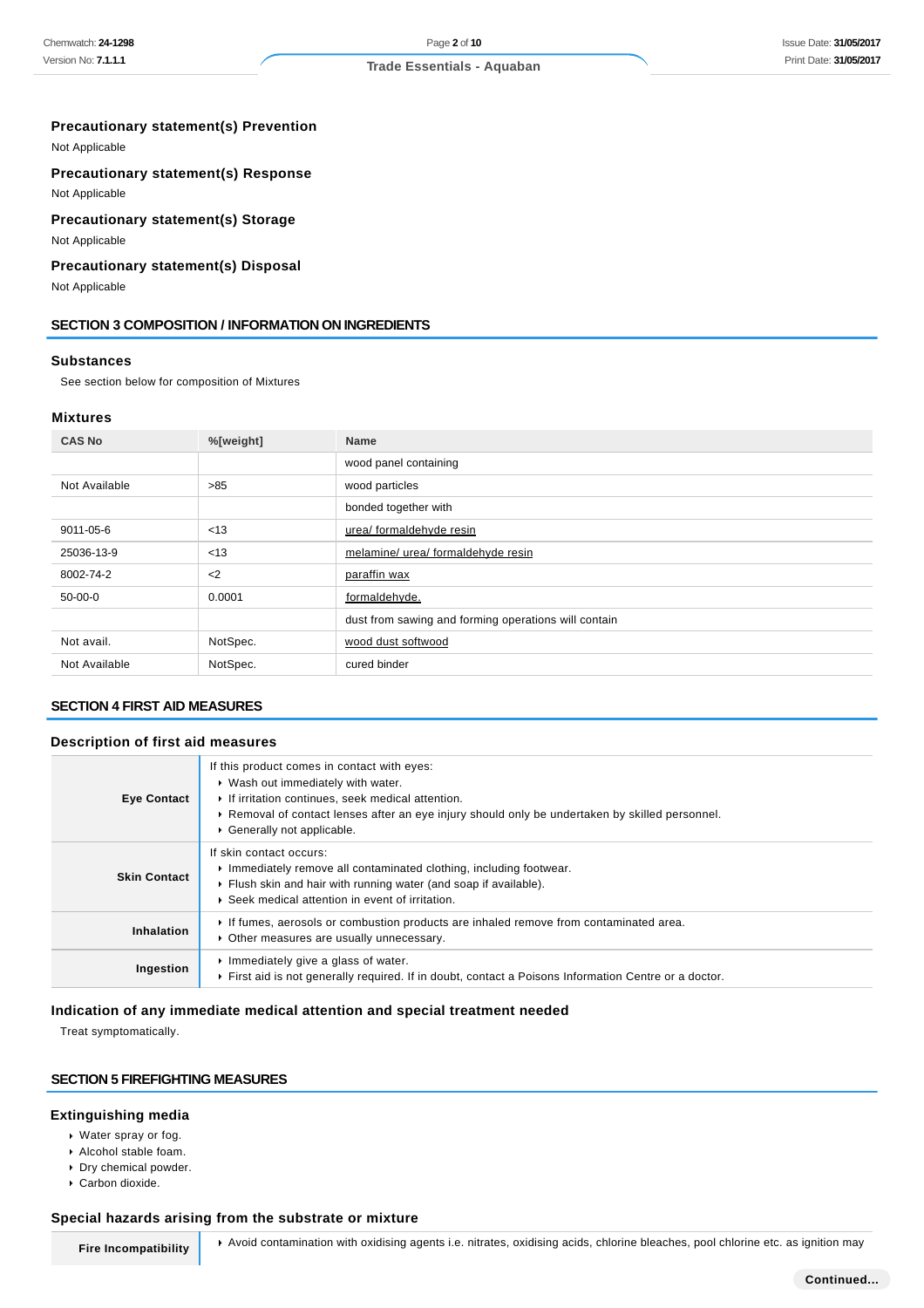### Precautionary statement(s) Prevention

Not Applicable

### Precautionary statement(s) Response

Not Applicable

### Precautionary statement(s) Storage

Not Applicable

### Precautionary statement(s) Disposal

Not Applicable

## SECTION 3 COMPOSITION / INFORMATION ON INGREDIENTS

### Substances

See section below for composition of Mixtures

### Mixtures

| CAS No | %[weight] | Name |
|---|---|---|
| | | wood panel containing |
| Not Available | >85 | wood particles |
| | | bonded together with |
| 9011-05-6 | <13 | urea/ formaldehyde resin |
| 25036-13-9 | <13 | melamine/ urea/ formaldehyde resin |
| 8002-74-2 | <2 | paraffin wax |
| 50-00-0 | 0.0001 | formaldehyde. |
| | | dust from sawing and forming operations will contain |
| Not avail. | NotSpec. | wood dust softwood |
| Not Available | NotSpec. | cured binder |

## SECTION 4 FIRST AID MEASURES

### Description of first aid measures

| | |
|---|---|
| **Eye Contact** | If this product comes in contact with eyes:<br>▸ Wash out immediately with water.<br>▸ If irritation continues, seek medical attention.<br>▸ Removal of contact lenses after an eye injury should only be undertaken by skilled personnel.<br>▸ Generally not applicable. |
| **Skin Contact** | If skin contact occurs:<br>▸ Immediately remove all contaminated clothing, including footwear.<br>▸ Flush skin and hair with running water (and soap if available).<br>▸ Seek medical attention in event of irritation. |
| **Inhalation** | ▸ If fumes, aerosols or combustion products are inhaled remove from contaminated area.<br>▸ Other measures are usually unnecessary. |
| **Ingestion** | ▸ Immediately give a glass of water.<br>▸ First aid is not generally required. If in doubt, contact a Poisons Information Centre or a doctor. |

### Indication of any immediate medical attention and special treatment needed

Treat symptomatically.

## SECTION 5 FIREFIGHTING MEASURES

### Extinguishing media

- Water spray or fog.
- Alcohol stable foam.
- Dry chemical powder.
- Carbon dioxide.

### Special hazards arising from the substrate or mixture

| | |
|---|---|
| **Fire Incompatibility** | ▸ Avoid contamination with oxidising agents i.e. nitrates, oxidising acids, chlorine bleaches, pool chlorine etc. as ignition may |

Continued...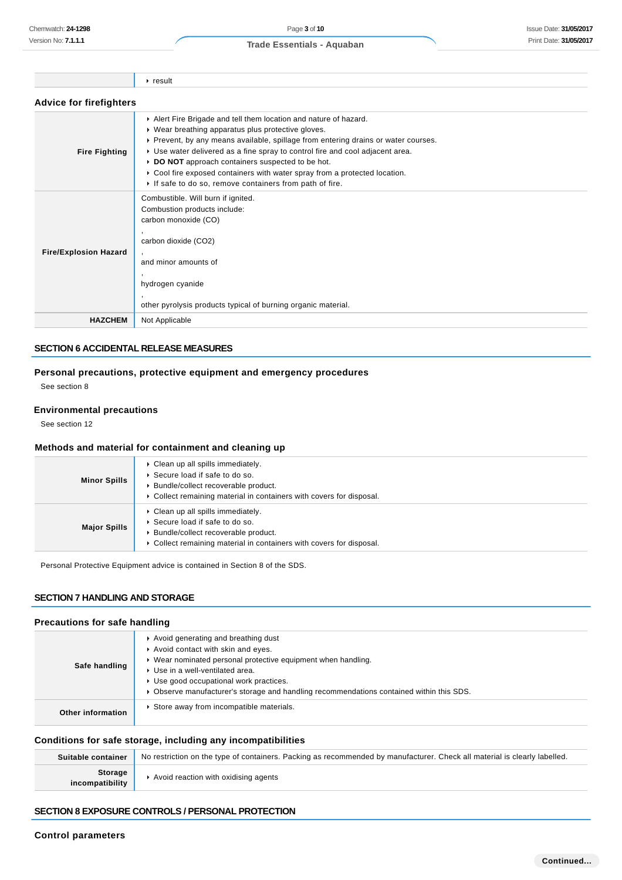| | ▸ result |
|---|---|

### Advice for firefighters

| | |
|---|---|
| **Fire Fighting** | ▸ Alert Fire Brigade and tell them location and nature of hazard.<br>▸ Wear breathing apparatus plus protective gloves.<br>▸ Prevent, by any means available, spillage from entering drains or water courses.<br>▸ Use water delivered as a fine spray to control fire and cool adjacent area.<br>▸ **DO NOT** approach containers suspected to be hot.<br>▸ Cool fire exposed containers with water spray from a protected location.<br>▸ If safe to do so, remove containers from path of fire. |
| **Fire/Explosion Hazard** | Combustible. Will burn if ignited.<br>Combustion products include:<br>carbon monoxide (CO)<br>,<br>carbon dioxide ($CO_2$)<br>,<br>and minor amounts of<br>,<br>hydrogen cyanide<br>,<br>other pyrolysis products typical of burning organic material. |
| **HAZCHEM** | Not Applicable |

## SECTION 6 ACCIDENTAL RELEASE MEASURES

### Personal precautions, protective equipment and emergency procedures

See section 8

### Environmental precautions

See section 12

### Methods and material for containment and cleaning up

| | |
|---|---|
| **Minor Spills** | ▸ Clean up all spills immediately.<br>▸ Secure load if safe to do so.<br>▸ Bundle/collect recoverable product.<br>▸ Collect remaining material in containers with covers for disposal. |
| **Major Spills** | ▸ Clean up all spills immediately.<br>▸ Secure load if safe to do so.<br>▸ Bundle/collect recoverable product.<br>▸ Collect remaining material in containers with covers for disposal. |

Personal Protective Equipment advice is contained in Section 8 of the SDS.

## SECTION 7 HANDLING AND STORAGE

### Precautions for safe handling

| | |
|---|---|
| **Safe handling** | ▸ Avoid generating and breathing dust<br>▸ Avoid contact with skin and eyes.<br>▸ Wear nominated personal protective equipment when handling.<br>▸ Use in a well-ventilated area.<br>▸ Use good occupational work practices.<br>▸ Observe manufacturer's storage and handling recommendations contained within this SDS. |
| **Other information** | ▸ Store away from incompatible materials. |

### Conditions for safe storage, including any incompatibilities

| | |
|---|---|
| **Suitable container** | No restriction on the type of containers. Packing as recommended by manufacturer. Check all material is clearly labelled. |
| **Storage incompatibility** | ▸ Avoid reaction with oxidising agents |

## SECTION 8 EXPOSURE CONTROLS / PERSONAL PROTECTION

### Control parameters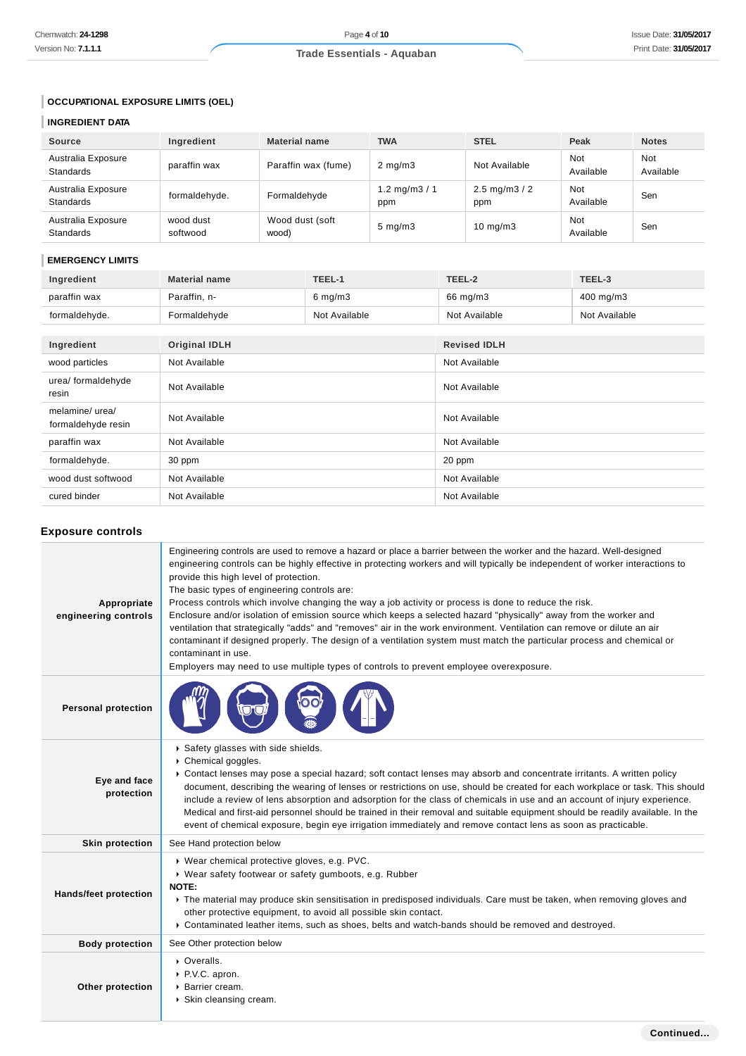### OCCUPATIONAL EXPOSURE LIMITS (OEL)

### INGREDIENT DATA

| Source | Ingredient | Material name | TWA | STEL | Peak | Notes |
|---|---|---|---|---|---|---|
| Australia Exposure Standards | paraffin wax | Paraffin wax (fume) | 2 mg/m3 | Not Available | Not Available | Not Available |
| Australia Exposure Standards | formaldehyde. | Formaldehyde | 1.2 mg/m3 / 1 ppm | 2.5 mg/m3 / 2 ppm | Not Available | Sen |
| Australia Exposure Standards | wood dust softwood | Wood dust (soft wood) | 5 mg/m3 | 10 mg/m3 | Not Available | Sen |

### EMERGENCY LIMITS

| Ingredient | Material name | TEEL-1 | TEEL-2 | TEEL-3 |
|---|---|---|---|---|
| paraffin wax | Paraffin, n- | 6 mg/m3 | 66 mg/m3 | 400 mg/m3 |
| formaldehyde. | Formaldehyde | Not Available | Not Available | Not Available |

| Ingredient | Original IDLH | Revised IDLH |
|---|---|---|
| wood particles | Not Available | Not Available |
| urea/ formaldehyde resin | Not Available | Not Available |
| melamine/ urea/ formaldehyde resin | Not Available | Not Available |
| paraffin wax | Not Available | Not Available |
| formaldehyde. | 30 ppm | 20 ppm |
| wood dust softwood | Not Available | Not Available |
| cured binder | Not Available | Not Available |

## Exposure controls

| | |
|---|---|
| **Appropriate engineering controls** | Engineering controls are used to remove a hazard or place a barrier between the worker and the hazard. Well-designed engineering controls can be highly effective in protecting workers and will typically be independent of worker interactions to provide this high level of protection.<br>The basic types of engineering controls are:<br>Process controls which involve changing the way a job activity or process is done to reduce the risk.<br>Enclosure and/or isolation of emission source which keeps a selected hazard "physically" away from the worker and ventilation that strategically "adds" and "removes" air in the work environment. Ventilation can remove or dilute an air contaminant if designed properly. The design of a ventilation system must match the particular process and chemical or contaminant in use.<br>Employers may need to use multiple types of controls to prevent employee overexposure. |
| **Personal protection** | |
| **Eye and face protection** | ▸ Safety glasses with side shields.<br>▸ Chemical goggles.<br>▸ Contact lenses may pose a special hazard; soft contact lenses may absorb and concentrate irritants. A written policy document, describing the wearing of lenses or restrictions on use, should be created for each workplace or task. This should include a review of lens absorption and adsorption for the class of chemicals in use and an account of injury experience. Medical and first-aid personnel should be trained in their removal and suitable equipment should be readily available. In the event of chemical exposure, begin eye irrigation immediately and remove contact lens as soon as practicable. |
| **Skin protection** | See Hand protection below |
| **Hands/feet protection** | ▸ Wear chemical protective gloves, e.g. PVC.<br>▸ Wear safety footwear or safety gumboots, e.g. Rubber<br>**NOTE:**<br>▸ The material may produce skin sensitisation in predisposed individuals. Care must be taken, when removing gloves and other protective equipment, to avoid all possible skin contact.<br>▸ Contaminated leather items, such as shoes, belts and watch-bands should be removed and destroyed. |
| **Body protection** | See Other protection below |
| **Other protection** | ▸ Overalls.<br>▸ P.V.C. apron.<br>▸ Barrier cream.<br>▸ Skin cleansing cream. |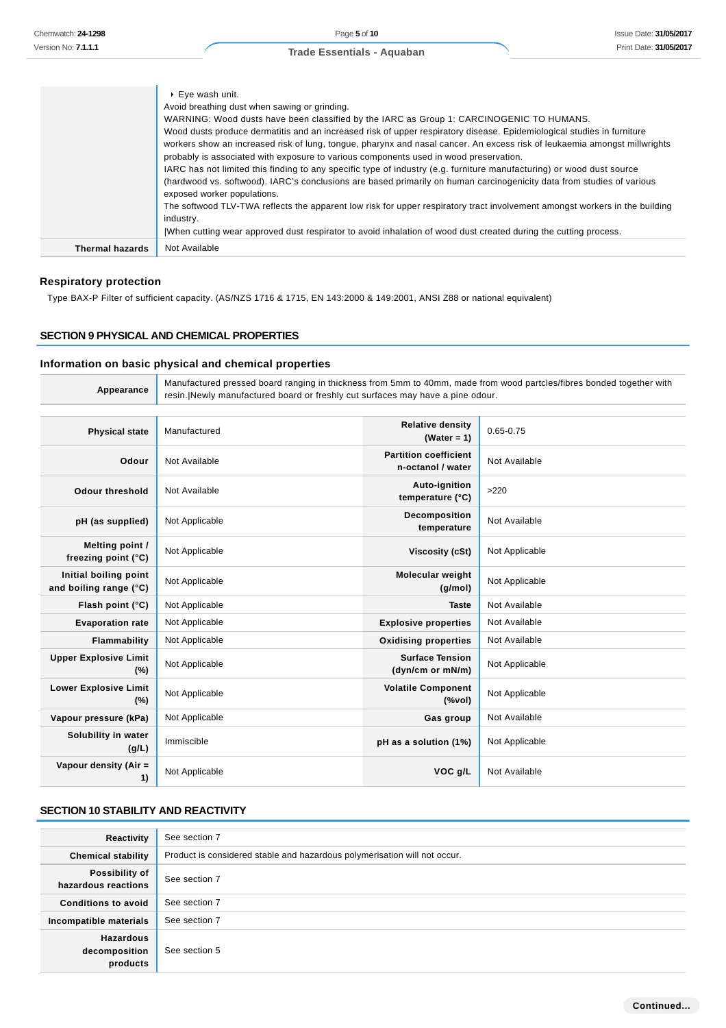| | |
|---|---|
| | ▸ Eye wash unit.<br>Avoid breathing dust when sawing or grinding.<br>WARNING: Wood dusts have been classified by the IARC as Group 1: CARCINOGENIC TO HUMANS.<br>Wood dusts produce dermatitis and an increased risk of upper respiratory disease. Epidemiological studies in furniture workers show an increased risk of lung, tongue, pharynx and nasal cancer. An excess risk of leukaemia amongst millwrights probably is associated with exposure to various components used in wood preservation.<br>IARC has not limited this finding to any specific type of industry (e.g. furniture manufacturing) or wood dust source (hardwood vs. softwood). IARC's conclusions are based primarily on human carcinogenicity data from studies of various exposed worker populations.<br>The softwood TLV-TWA reflects the apparent low risk for upper respiratory tract involvement amongst workers in the building industry.<br>\|When cutting wear approved dust respirator to avoid inhalation of wood dust created during the cutting process. |
| **Thermal hazards** | Not Available |

### Respiratory protection

Type BAX-P Filter of sufficient capacity. (AS/NZS 1716 & 1715, EN 143:2000 & 149:2001, ANSI Z88 or national equivalent)

## SECTION 9 PHYSICAL AND CHEMICAL PROPERTIES

### Information on basic physical and chemical properties

| | |
|---|---|
| **Appearance** | Manufactured pressed board ranging in thickness from 5mm to 40mm, made from wood partcles/fibres bonded together with resin.\|Newly manufactured board or freshly cut surfaces may have a pine odour. |

| | | | |
|---|---|---|---|
| **Physical state** | Manufactured | **Relative density (Water = 1)** | 0.65-0.75 |
| **Odour** | Not Available | **Partition coefficient n-octanol / water** | Not Available |
| **Odour threshold** | Not Available | **Auto-ignition temperature (°C)** | >220 |
| **pH (as supplied)** | Not Applicable | **Decomposition temperature** | Not Available |
| **Melting point / freezing point (°C)** | Not Applicable | **Viscosity (cSt)** | Not Applicable |
| **Initial boiling point and boiling range (°C)** | Not Applicable | **Molecular weight (g/mol)** | Not Applicable |
| **Flash point (°C)** | Not Applicable | **Taste** | Not Available |
| **Evaporation rate** | Not Applicable | **Explosive properties** | Not Available |
| **Flammability** | Not Applicable | **Oxidising properties** | Not Available |
| **Upper Explosive Limit (%)** | Not Applicable | **Surface Tension (dyn/cm or mN/m)** | Not Applicable |
| **Lower Explosive Limit (%)** | Not Applicable | **Volatile Component (%vol)** | Not Applicable |
| **Vapour pressure (kPa)** | Not Applicable | **Gas group** | Not Available |
| **Solubility in water (g/L)** | Immiscible | **pH as a solution (1%)** | Not Applicable |
| **Vapour density (Air = 1)** | Not Applicable | **VOC g/L** | Not Available |

## SECTION 10 STABILITY AND REACTIVITY

| | |
|---|---|
| **Reactivity** | See section 7 |
| **Chemical stability** | Product is considered stable and hazardous polymerisation will not occur. |
| **Possibility of hazardous reactions** | See section 7 |
| **Conditions to avoid** | See section 7 |
| **Incompatible materials** | See section 7 |
| **Hazardous decomposition products** | See section 5 |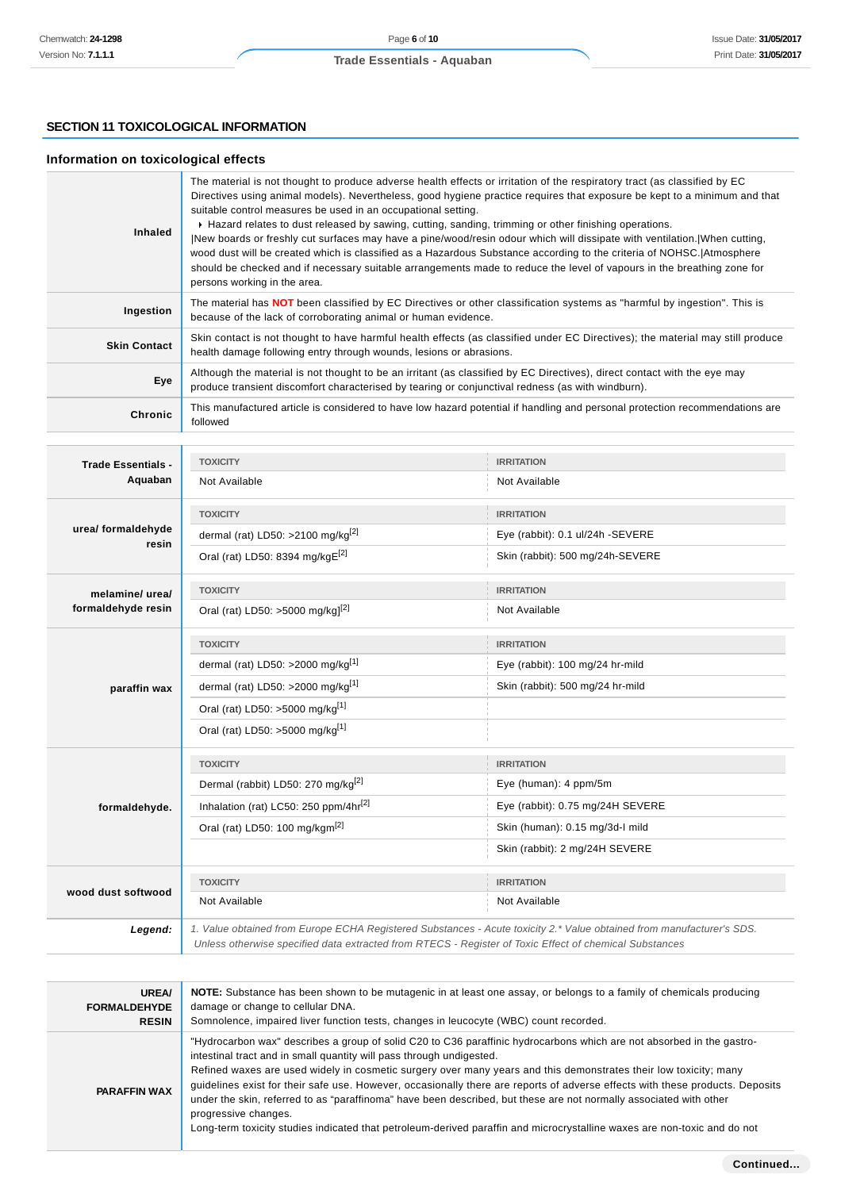## SECTION 11 TOXICOLOGICAL INFORMATION

### Information on toxicological effects

| | |
|---|---|
| **Inhaled** | The material is not thought to produce adverse health effects or irritation of the respiratory tract (as classified by EC Directives using animal models). Nevertheless, good hygiene practice requires that exposure be kept to a minimum and that suitable control measures be used in an occupational setting.<br>▸ Hazard relates to dust released by sawing, cutting, sanding, trimming or other finishing operations.<br>\|New boards or freshly cut surfaces may have a pine/wood/resin odour which will dissipate with ventilation.\|When cutting, wood dust will be created which is classified as a Hazardous Substance according to the criteria of NOHSC.\|Atmosphere should be checked and if necessary suitable arrangements made to reduce the level of vapours in the breathing zone for persons working in the area. |
| **Ingestion** | The material has **NOT** been classified by EC Directives or other classification systems as "harmful by ingestion". This is because of the lack of corroborating animal or human evidence. |
| **Skin Contact** | Skin contact is not thought to have harmful health effects (as classified under EC Directives); the material may still produce health damage following entry through wounds, lesions or abrasions. |
| **Eye** | Although the material is not thought to be an irritant (as classified by EC Directives), direct contact with the eye may produce transient discomfort characterised by tearing or conjunctival redness (as with windburn). |
| **Chronic** | This manufactured article is considered to have low hazard potential if handling and personal protection recommendations are followed |

| | TOXICITY | IRRITATION |
|---|---|---|
| **Trade Essentials - Aquaban** | Not Available | Not Available |
| **urea/ formaldehyde resin** | dermal (rat) LD50: >2100 mg/kg[2] | Eye (rabbit): 0.1 ul/24h -SEVERE |
| | Oral (rat) LD50: 8394 mg/kgE[2] | Skin (rabbit): 500 mg/24h-SEVERE |
| **melamine/ urea/ formaldehyde resin** | Oral (rat) LD50: >5000 mg/kg][2] | Not Available |
| **paraffin wax** | dermal (rat) LD50: >2000 mg/kg[1] | Eye (rabbit): 100 mg/24 hr-mild |
| | dermal (rat) LD50: >2000 mg/kg[1] | Skin (rabbit): 500 mg/24 hr-mild |
| | Oral (rat) LD50: >5000 mg/kg[1] | |
| | Oral (rat) LD50: >5000 mg/kg[1] | |
| **formaldehyde.** | Dermal (rabbit) LD50: 270 mg/kg[2] | Eye (human): 4 ppm/5m |
| | Inhalation (rat) LC50: 250 ppm/4hr[2] | Eye (rabbit): 0.75 mg/24H SEVERE |
| | Oral (rat) LD50: 100 mg/kgm[2] | Skin (human): 0.15 mg/3d-I mild |
| | | Skin (rabbit): 2 mg/24H SEVERE |
| **wood dust softwood** | Not Available | Not Available |
| ***Legend:*** | *1. Value obtained from Europe ECHA Registered Substances - Acute toxicity 2.* Value obtained from manufacturer's SDS. Unless otherwise specified data extracted from RTECS - Register of Toxic Effect of chemical Substances* | |

| | |
|---|---|
| **UREA/ FORMALDEHYDE RESIN** | **NOTE:** Substance has been shown to be mutagenic in at least one assay, or belongs to a family of chemicals producing damage or change to cellular DNA.<br>Somnolence, impaired liver function tests, changes in leucocyte (WBC) count recorded. |
| **PARAFFIN WAX** | "Hydrocarbon wax" describes a group of solid C20 to C36 paraffinic hydrocarbons which are not absorbed in the gastro-intestinal tract and in small quantity will pass through undigested.<br>Refined waxes are used widely in cosmetic surgery over many years and this demonstrates their low toxicity; many guidelines exist for their safe use. However, occasionally there are reports of adverse effects with these products. Deposits under the skin, referred to as "paraffinoma" have been described, but these are not normally associated with other progressive changes.<br>Long-term toxicity studies indicated that petroleum-derived paraffin and microcrystalline waxes are non-toxic and do not |

**Continued...**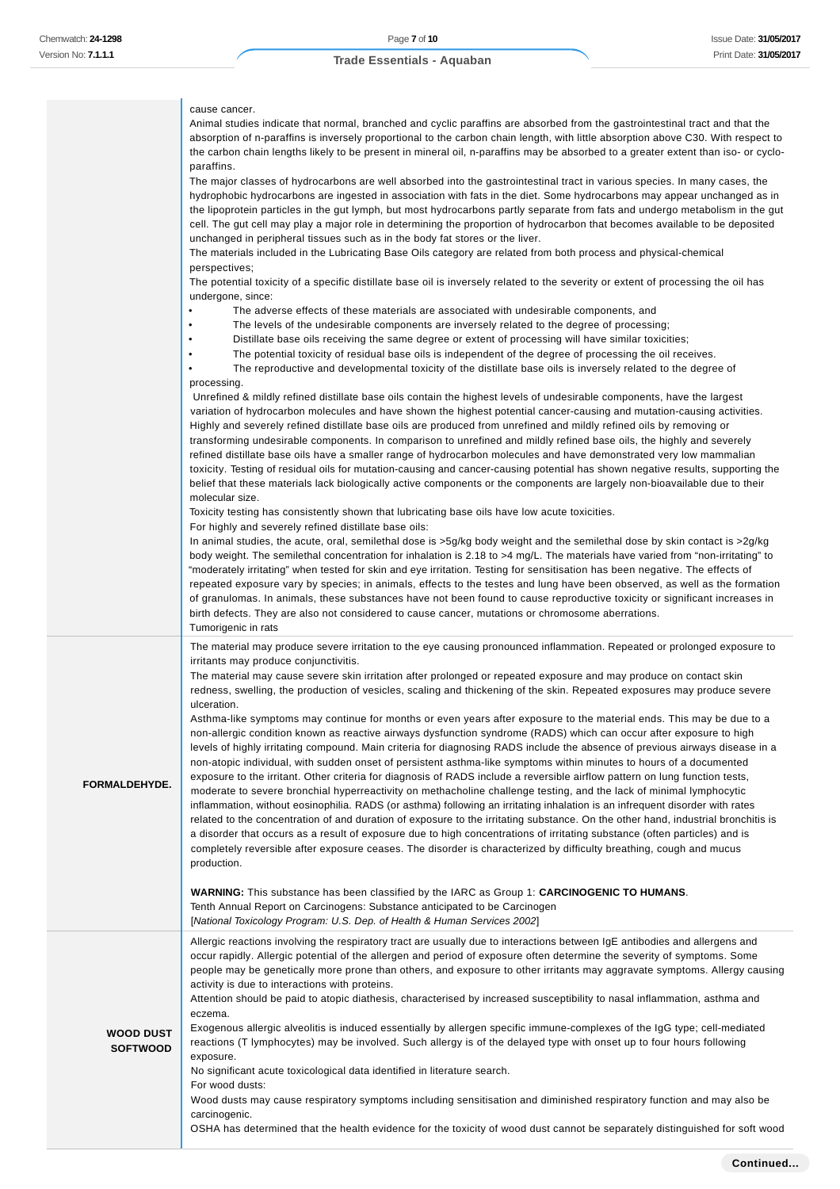| | |
|---|---|
| | cause cancer.<br>Animal studies indicate that normal, branched and cyclic paraffins are absorbed from the gastrointestinal tract and that the absorption of n-paraffins is inversely proportional to the carbon chain length, with little absorption above C30. With respect to the carbon chain lengths likely to be present in mineral oil, n-paraffins may be absorbed to a greater extent than iso- or cyclo-paraffins.<br>The major classes of hydrocarbons are well absorbed into the gastrointestinal tract in various species. In many cases, the hydrophobic hydrocarbons are ingested in association with fats in the diet. Some hydrocarbons may appear unchanged as in the lipoprotein particles in the gut lymph, but most hydrocarbons partly separate from fats and undergo metabolism in the gut cell. The gut cell may play a major role in determining the proportion of hydrocarbon that becomes available to be deposited unchanged in peripheral tissues such as in the body fat stores or the liver.<br>The materials included in the Lubricating Base Oils category are related from both process and physical-chemical perspectives;<br>The potential toxicity of a specific distillate base oil is inversely related to the severity or extent of processing the oil has undergone, since:<br>• The adverse effects of these materials are associated with undesirable components, and<br>• The levels of the undesirable components are inversely related to the degree of processing;<br>• Distillate base oils receiving the same degree or extent of processing will have similar toxicities;<br>• The potential toxicity of residual base oils is independent of the degree of processing the oil receives.<br>• The reproductive and developmental toxicity of the distillate base oils is inversely related to the degree of processing.<br>Unrefined & mildly refined distillate base oils contain the highest levels of undesirable components, have the largest variation of hydrocarbon molecules and have shown the highest potential cancer-causing and mutation-causing activities. Highly and severely refined distillate base oils are produced from unrefined and mildly refined oils by removing or transforming undesirable components. In comparison to unrefined and mildly refined base oils, the highly and severely refined distillate base oils have a smaller range of hydrocarbon molecules and have demonstrated very low mammalian toxicity. Testing of residual oils for mutation-causing and cancer-causing potential has shown negative results, supporting the belief that these materials lack biologically active components or the components are largely non-bioavailable due to their molecular size.<br>Toxicity testing has consistently shown that lubricating base oils have low acute toxicities.<br>For highly and severely refined distillate base oils:<br>In animal studies, the acute, oral, semilethal dose is >5g/kg body weight and the semilethal dose by skin contact is >2g/kg body weight. The semilethal concentration for inhalation is 2.18 to >4 mg/L. The materials have varied from "non-irritating" to "moderately irritating" when tested for skin and eye irritation. Testing for sensitisation has been negative. The effects of repeated exposure vary by species; in animals, effects to the testes and lung have been observed, as well as the formation of granulomas. In animals, these substances have not been found to cause reproductive toxicity or significant increases in birth defects. They are also not considered to cause cancer, mutations or chromosome aberrations.<br>Tumorigenic in rats |
| **FORMALDEHYDE.** | The material may produce severe irritation to the eye causing pronounced inflammation. Repeated or prolonged exposure to irritants may produce conjunctivitis.<br>The material may cause severe skin irritation after prolonged or repeated exposure and may produce on contact skin redness, swelling, the production of vesicles, scaling and thickening of the skin. Repeated exposures may produce severe ulceration.<br>Asthma-like symptoms may continue for months or even years after exposure to the material ends. This may be due to a non-allergic condition known as reactive airways dysfunction syndrome (RADS) which can occur after exposure to high levels of highly irritating compound. Main criteria for diagnosing RADS include the absence of previous airways disease in a non-atopic individual, with sudden onset of persistent asthma-like symptoms within minutes to hours of a documented exposure to the irritant. Other criteria for diagnosis of RADS include a reversible airflow pattern on lung function tests, moderate to severe bronchial hyperreactivity on methacholine challenge testing, and the lack of minimal lymphocytic inflammation, without eosinophilia. RADS (or asthma) following an irritating inhalation is an infrequent disorder with rates related to the concentration of and duration of exposure to the irritating substance. On the other hand, industrial bronchitis is a disorder that occurs as a result of exposure due to high concentrations of irritating substance (often particles) and is completely reversible after exposure ceases. The disorder is characterized by difficulty breathing, cough and mucus production.<br><br>**WARNING:** This substance has been classified by the IARC as Group 1: **CARCINOGENIC TO HUMANS**.<br>Tenth Annual Report on Carcinogens: Substance anticipated to be Carcinogen<br>[*National Toxicology Program: U.S. Dep. of Health & Human Services 2002*] |
| **WOOD DUST SOFTWOOD** | Allergic reactions involving the respiratory tract are usually due to interactions between IgE antibodies and allergens and occur rapidly. Allergic potential of the allergen and period of exposure often determine the severity of symptoms. Some people may be genetically more prone than others, and exposure to other irritants may aggravate symptoms. Allergy causing activity is due to interactions with proteins.<br>Attention should be paid to atopic diathesis, characterised by increased susceptibility to nasal inflammation, asthma and eczema.<br>Exogenous allergic alveolitis is induced essentially by allergen specific immune-complexes of the IgG type; cell-mediated reactions (T lymphocytes) may be involved. Such allergy is of the delayed type with onset up to four hours following exposure.<br>No significant acute toxicological data identified in literature search.<br>For wood dusts:<br>Wood dusts may cause respiratory symptoms including sensitisation and diminished respiratory function and may also be carcinogenic.<br>OSHA has determined that the health evidence for the toxicity of wood dust cannot be separately distinguished for soft wood |

**Continued...**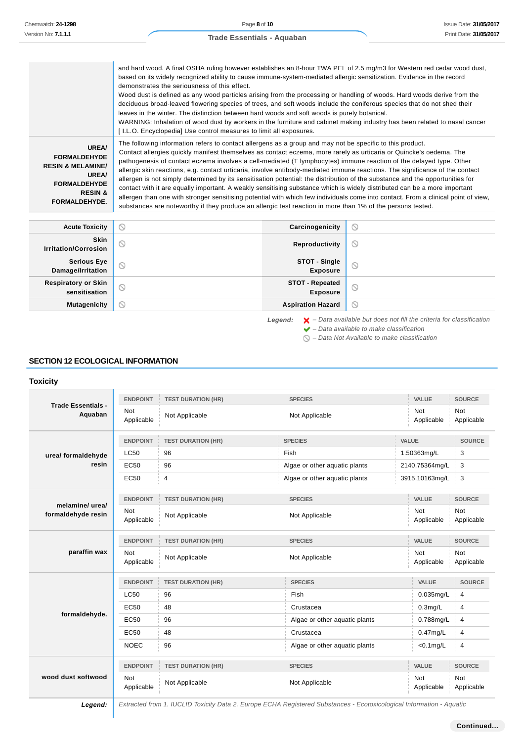| | |
|---|---|
| | and hard wood. A final OSHA ruling however establishes an 8-hour TWA PEL of 2.5 mg/m3 for Western red cedar wood dust, based on its widely recognized ability to cause immune-system-mediated allergic sensitization. Evidence in the record demonstrates the seriousness of this effect.<br>Wood dust is defined as any wood particles arising from the processing or handling of woods. Hard woods derive from the deciduous broad-leaved flowering species of trees, and soft woods include the coniferous species that do not shed their leaves in the winter. The distinction between hard woods and soft woods is purely botanical.<br>WARNING: Inhalation of wood dust by workers in the furniture and cabinet making industry has been related to nasal cancer [ I.L.O. Encyclopedia] Use control measures to limit all exposures. |
| **UREA/ FORMALDEHYDE RESIN & MELAMINE/ UREA/ FORMALDEHYDE RESIN & FORMALDEHYDE.** | The following information refers to contact allergens as a group and may not be specific to this product.<br>Contact allergies quickly manifest themselves as contact eczema, more rarely as urticaria or Quincke's oedema. The pathogenesis of contact eczema involves a cell-mediated (T lymphocytes) immune reaction of the delayed type. Other allergic skin reactions, e.g. contact urticaria, involve antibody-mediated immune reactions. The significance of the contact allergen is not simply determined by its sensitisation potential: the distribution of the substance and the opportunities for contact with it are equally important. A weakly sensitising substance which is widely distributed can be a more important allergen than one with stronger sensitising potential with which few individuals come into contact. From a clinical point of view, substances are noteworthy if they produce an allergic test reaction in more than 1% of the persons tested. |

| | | | |
|---|---|---|---|
| **Acute Toxicity** | ⃠ | **Carcinogenicity** | ⃠ |
| **Skin Irritation/Corrosion** | ⃠ | **Reproductivity** | ⃠ |
| **Serious Eye Damage/Irritation** | ⃠ | **STOT - Single Exposure** | ⃠ |
| **Respiratory or Skin sensitisation** | ⃠ | **STOT - Repeated Exposure** | ⃠ |
| **Mutagenicity** | ⃠ | **Aspiration Hazard** | ⃠ |

*Legend:* ✘ – *Data available but does not fill the criteria for classification*
✔ – *Data available to make classification*
⃠ – *Data Not Available to make classification*

## SECTION 12 ECOLOGICAL INFORMATION

### Toxicity

**Trade Essentials - Aquaban**

| ENDPOINT | TEST DURATION (HR) | SPECIES | VALUE | SOURCE |
|---|---|---|---|---|
| Not Applicable | Not Applicable | Not Applicable | Not Applicable | Not Applicable |

**urea/ formaldehyde resin**

| ENDPOINT | TEST DURATION (HR) | SPECIES | VALUE | SOURCE |
|---|---|---|---|---|
| LC50 | 96 | Fish | 1.50363mg/L | 3 |
| EC50 | 96 | Algae or other aquatic plants | 2140.75364mg/L | 3 |
| EC50 | 4 | Algae or other aquatic plants | 3915.10163mg/L | 3 |

**melamine/ urea/ formaldehyde resin**

| ENDPOINT | TEST DURATION (HR) | SPECIES | VALUE | SOURCE |
|---|---|---|---|---|
| Not Applicable | Not Applicable | Not Applicable | Not Applicable | Not Applicable |

**paraffin wax**

| ENDPOINT | TEST DURATION (HR) | SPECIES | VALUE | SOURCE |
|---|---|---|---|---|
| Not Applicable | Not Applicable | Not Applicable | Not Applicable | Not Applicable |

**formaldehyde.**

| ENDPOINT | TEST DURATION (HR) | SPECIES | VALUE | SOURCE |
|---|---|---|---|---|
| LC50 | 96 | Fish | 0.035mg/L | 4 |
| EC50 | 48 | Crustacea | 0.3mg/L | 4 |
| EC50 | 96 | Algae or other aquatic plants | 0.788mg/L | 4 |
| EC50 | 48 | Crustacea | 0.47mg/L | 4 |
| NOEC | 96 | Algae or other aquatic plants | <0.1mg/L | 4 |

**wood dust softwood**

| ENDPOINT | TEST DURATION (HR) | SPECIES | VALUE | SOURCE |
|---|---|---|---|---|
| Not Applicable | Not Applicable | Not Applicable | Not Applicable | Not Applicable |

***Legend:*** *Extracted from 1. IUCLID Toxicity Data 2. Europe ECHA Registered Substances - Ecotoxicological Information - Aquatic*

**Continued...**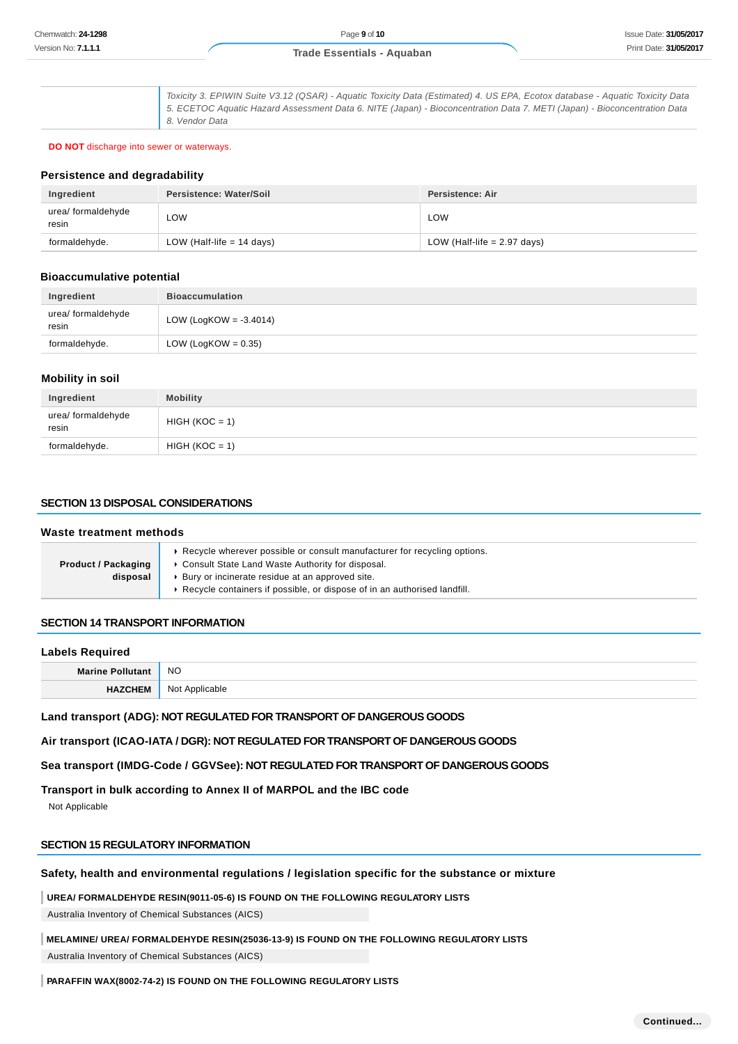| | |
|---|---|
| | *Toxicity 3. EPIWIN Suite V3.12 (QSAR) - Aquatic Toxicity Data (Estimated) 4. US EPA, Ecotox database - Aquatic Toxicity Data 5. ECETOC Aquatic Hazard Assessment Data 6. NITE (Japan) - Bioconcentration Data 7. METI (Japan) - Bioconcentration Data 8. Vendor Data* |

**DO NOT** discharge into sewer or waterways.

### Persistence and degradability

| Ingredient | Persistence: Water/Soil | Persistence: Air |
|---|---|---|
| urea/ formaldehyde resin | LOW | LOW |
| formaldehyde. | LOW (Half-life = 14 days) | LOW (Half-life = 2.97 days) |

### Bioaccumulative potential

| Ingredient | Bioaccumulation |
|---|---|
| urea/ formaldehyde resin | LOW (LogKOW = -3.4014) |
| formaldehyde. | LOW (LogKOW = 0.35) |

### Mobility in soil

| Ingredient | Mobility |
|---|---|
| urea/ formaldehyde resin | HIGH (KOC = 1) |
| formaldehyde. | HIGH (KOC = 1) |

## SECTION 13 DISPOSAL CONSIDERATIONS

### Waste treatment methods

| | |
|---|---|
| **Product / Packaging disposal** | ▸ Recycle wherever possible or consult manufacturer for recycling options.<br>▸ Consult State Land Waste Authority for disposal.<br>▸ Bury or incinerate residue at an approved site.<br>▸ Recycle containers if possible, or dispose of in an authorised landfill. |

## SECTION 14 TRANSPORT INFORMATION

### Labels Required

| | |
|---|---|
| **Marine Pollutant** | NO |
| **HAZCHEM** | Not Applicable |

### Land transport (ADG): NOT REGULATED FOR TRANSPORT OF DANGEROUS GOODS

### Air transport (ICAO-IATA / DGR): NOT REGULATED FOR TRANSPORT OF DANGEROUS GOODS

### Sea transport (IMDG-Code / GGVSee): NOT REGULATED FOR TRANSPORT OF DANGEROUS GOODS

### Transport in bulk according to Annex II of MARPOL and the IBC code

Not Applicable

## SECTION 15 REGULATORY INFORMATION

### Safety, health and environmental regulations / legislation specific for the substance or mixture

**UREA/ FORMALDEHYDE RESIN(9011-05-6) IS FOUND ON THE FOLLOWING REGULATORY LISTS**

Australia Inventory of Chemical Substances (AICS)

**MELAMINE/ UREA/ FORMALDEHYDE RESIN(25036-13-9) IS FOUND ON THE FOLLOWING REGULATORY LISTS**

Australia Inventory of Chemical Substances (AICS)

**PARAFFIN WAX(8002-74-2) IS FOUND ON THE FOLLOWING REGULATORY LISTS**

**Continued...**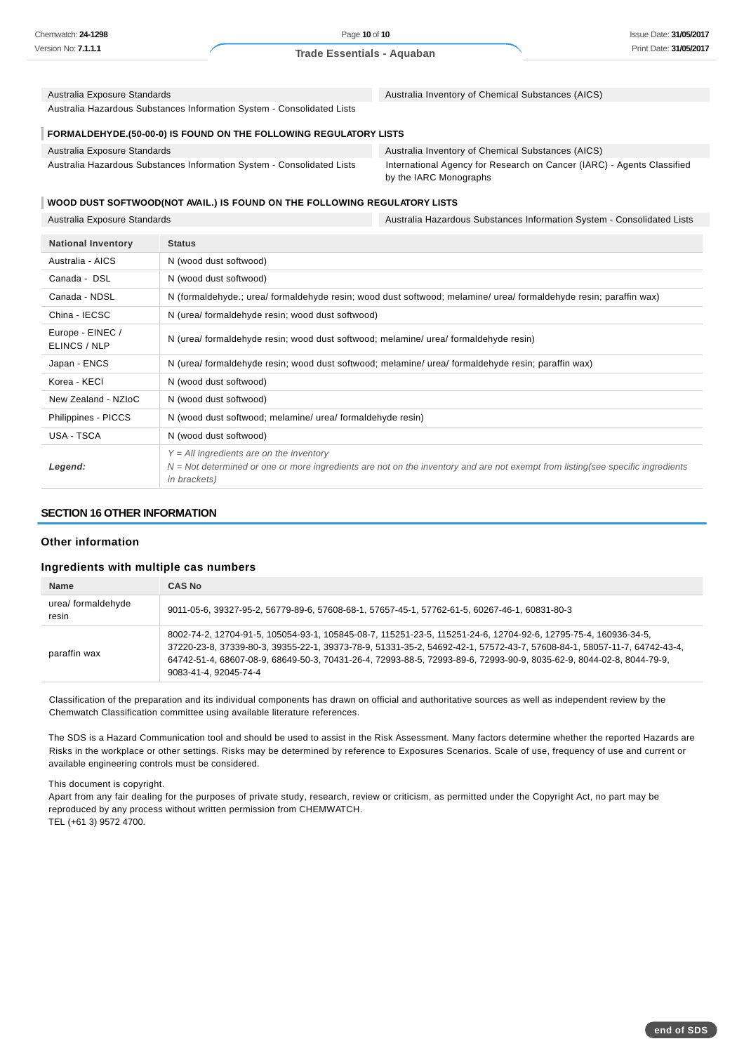| | |
|---|---|
| Australia Exposure Standards | Australia Inventory of Chemical Substances (AICS) |
| Australia Hazardous Substances Information System - Consolidated Lists | |

### FORMALDEHYDE.(50-00-0) IS FOUND ON THE FOLLOWING REGULATORY LISTS

| | |
|---|---|
| Australia Exposure Standards | Australia Inventory of Chemical Substances (AICS) |
| Australia Hazardous Substances Information System - Consolidated Lists | International Agency for Research on Cancer (IARC) - Agents Classified by the IARC Monographs |

### WOOD DUST SOFTWOOD(NOT AVAIL.) IS FOUND ON THE FOLLOWING REGULATORY LISTS

| | |
|---|---|
| Australia Exposure Standards | Australia Hazardous Substances Information System - Consolidated Lists |

| National Inventory | Status |
|---|---|
| Australia - AICS | N (wood dust softwood) |
| Canada - DSL | N (wood dust softwood) |
| Canada - NDSL | N (formaldehyde.; urea/ formaldehyde resin; wood dust softwood; melamine/ urea/ formaldehyde resin; paraffin wax) |
| China - IECSC | N (urea/ formaldehyde resin; wood dust softwood) |
| Europe - EINEC / ELINCS / NLP | N (urea/ formaldehyde resin; wood dust softwood; melamine/ urea/ formaldehyde resin) |
| Japan - ENCS | N (urea/ formaldehyde resin; wood dust softwood; melamine/ urea/ formaldehyde resin; paraffin wax) |
| Korea - KECI | N (wood dust softwood) |
| New Zealand - NZIoC | N (wood dust softwood) |
| Philippines - PICCS | N (wood dust softwood; melamine/ urea/ formaldehyde resin) |
| USA - TSCA | N (wood dust softwood) |
| ***Legend:*** | *Y = All ingredients are on the inventory*<br>*N = Not determined or one or more ingredients are not on the inventory and are not exempt from listing(see specific ingredients in brackets)* |

## SECTION 16 OTHER INFORMATION

### Other information

### Ingredients with multiple cas numbers

| Name | CAS No |
|---|---|
| urea/ formaldehyde resin | 9011-05-6, 39327-95-2, 56779-89-6, 57608-68-1, 57657-45-1, 57762-61-5, 60267-46-1, 60831-80-3 |
| paraffin wax | 8002-74-2, 12704-91-5, 105054-93-1, 105845-08-7, 115251-23-5, 115251-24-6, 12704-92-6, 12795-75-4, 160936-34-5, 37220-23-8, 37339-80-3, 39355-22-1, 39373-78-9, 51331-35-2, 54692-42-1, 57572-43-7, 57608-84-1, 58057-11-7, 64742-43-4, 64742-51-4, 68607-08-9, 68649-50-3, 70431-26-4, 72993-88-5, 72993-89-6, 72993-90-9, 8035-62-9, 8044-02-8, 8044-79-9, 9083-41-4, 92045-74-4 |

Classification of the preparation and its individual components has drawn on official and authoritative sources as well as independent review by the Chemwatch Classification committee using available literature references.

The SDS is a Hazard Communication tool and should be used to assist in the Risk Assessment. Many factors determine whether the reported Hazards are Risks in the workplace or other settings. Risks may be determined by reference to Exposures Scenarios. Scale of use, frequency of use and current or available engineering controls must be considered.

This document is copyright.
Apart from any fair dealing for the purposes of private study, research, review or criticism, as permitted under the Copyright Act, no part may be reproduced by any process without written permission from CHEMWATCH.
TEL (+61 3) 9572 4700.

end of SDS